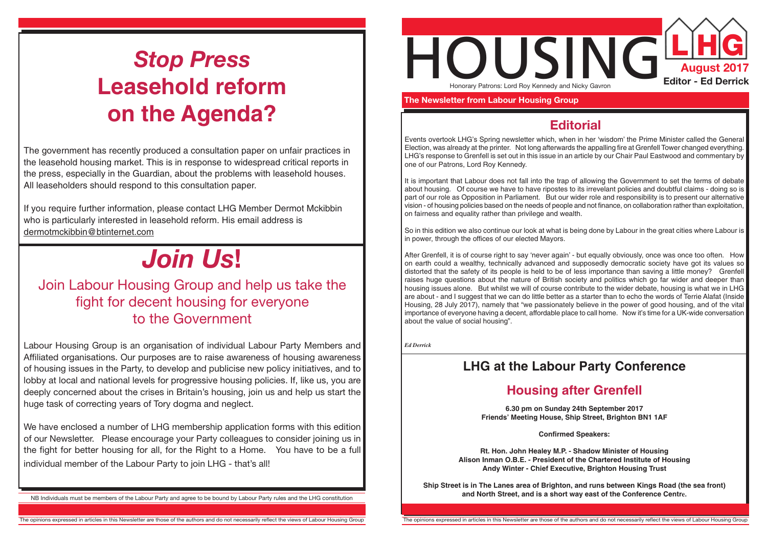# *Stop Press* Leasehold reform on the Agenda?

The government has recently produced a consultation paper on unfair practices in the leasehold housing market. This is in response to widespread critical reports in the press, especially in the Guardian, about the problems with leasehold houses. All leaseholders should respond to this consultation paper.

If you require further information, please contact LHG Member Dermot Mckibbin who is particularly interested in leasehold reform. His email address is dermotmckibbin@btinternet.com

# *Join Us*!

## Join Labour Housing Group and help us take the fight for decent housing for everyone to the Government

Labour Housing Group is an organisation of individual Labour Party Members and Affiliated organisations. Our purposes are to raise awareness of housing awareness of housing issues in the Party, to develop and publicise new policy initiatives, and to lobby at local and national levels for progressive housing policies. If, like us, you are deeply concerned about the crises in Britain's housing, join us and help us start the huge task of correcting years of Tory dogma and neglect.

We have enclosed a number of LHG membership application forms with this edition of our Newsletter. Please encourage your Party colleagues to consider joining us in the fight for better housing for all, for the Right to a Home. You have to be a full individual member of the Labour Party to join LHG - that's all!

NB Individuals must be members of the Labour Party and agree to be bound by Labour Party rules and the LHG constitution

# HOUSING

**LHG**

**August 2017**

**Editor - Ed Derrick**

Honorary Patrons: Lord Roy Kennedy and Nicky Gavron

**The Newsletter from Labour Housing Group**

## Editorial

Events overtook LHG's Spring newsletter which, when in her 'wisdom' the Prime Minister called the General Election, was already at the printer. Not long afterwards the appalling fire at Grenfell Tower changed everything. LHG's response to Grenfell is set out in this issue in an article by our Chair Paul Eastwood and commentary by one of our Patrons, Lord Roy Kennedy.

It is important that Labour does not fall into the trap of allowing the Government to set the terms of debate about housing. Of course we have to have ripostes to its irrelevant policies and doubtful claims - doing so is part of our role as Opposition in Parliament. But our wider role and responsibility is to present our alternative vision - of housing policies based on the needs of people and not finance, on collaboration rather than exploitation, on fairness and equality rather than privilege and wealth.

So in this edition we also continue our look at what is being done by Labour in the great cities where Labour is in power, through the offices of our elected Mayors.

After Grenfell, it is of course right to say 'never again' - but equally obviously, once was once too often. How on earth could a wealthy, technically advanced and supposedly democratic society have got its values so distorted that the safety of its people is held to be of less importance than saving a little money? Grenfell raises huge questions about the nature of British society and politics which go far wider and deeper than housing issues alone. But whilst we will of course contribute to the wider debate, housing is what we in LHG are about - and I suggest that we can do little better as a starter than to echo the words of Terrie Alafat (Inside Housing, 28 July 2017), namely that "we passionately believe in the power of good housing, and of the vital importance of everyone having a decent, affordable place to call home. Now it's time for a UK-wide conversation about the value of social housing".

*Ed Derrick*

## LHG at the Labour Party Conference

## Housing after Grenfell

**6.30 pm on Sunday 24th September 2017**
**Friends' Meeting House, Ship Street, Brighton BN1 1AF**

**Confirmed Speakers:**

**Rt. Hon. John Healey M.P. - Shadow Minister of Housing**
**Alison Inman O.B.E. - President of the Chartered Institute of Housing**
**Andy Winter - Chief Executive, Brighton Housing Trust**

**Ship Street is in The Lanes area of Brighton, and runs between Kings Road (the sea front) and North Street, and is a short way east of the Conference Centre.**

The opinions expressed in articles in this Newsletter are those of the authors and do not necessarily reflect the views of Labour Housing Group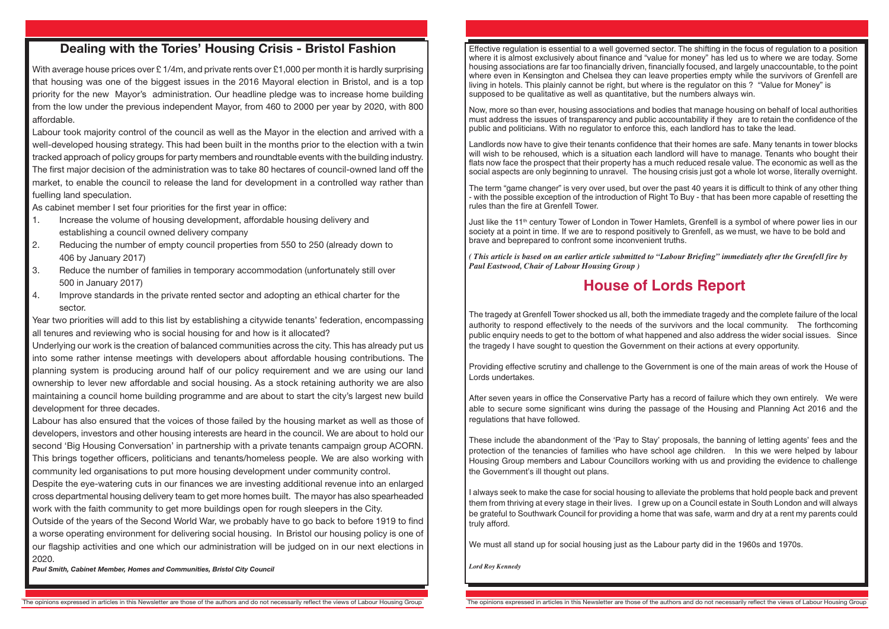## Dealing with the Tories' Housing Crisis - Bristol Fashion

With average house prices over £1/4m, and private rents over £1,000 per month it is hardly surprising that housing was one of the biggest issues in the 2016 Mayoral election in Bristol, and is a top priority for the new Mayor's administration. Our headline pledge was to increase home building from the low under the previous independent Mayor, from 460 to 2000 per year by 2020, with 800 affordable.

Labour took majority control of the council as well as the Mayor in the election and arrived with a well-developed housing strategy. This had been built in the months prior to the election with a twin tracked approach of policy groups for party members and roundtable events with the building industry. The first major decision of the administration was to take 80 hectares of council-owned land off the market, to enable the council to release the land for development in a controlled way rather than fuelling land speculation.

As cabinet member I set four priorities for the first year in office:

1. Increase the volume of housing development, affordable housing delivery and establishing a council owned delivery company
2. Reducing the number of empty council properties from 550 to 250 (already down to 406 by January 2017)
3. Reduce the number of families in temporary accommodation (unfortunately still over 500 in January 2017)
4. Improve standards in the private rented sector and adopting an ethical charter for the sector.

Year two priorities will add to this list by establishing a citywide tenants' federation, encompassing all tenures and reviewing who is social housing for and how is it allocated?

Underlying our work is the creation of balanced communities across the city. This has already put us into some rather intense meetings with developers about affordable housing contributions. The planning system is producing around half of our policy requirement and we are using our land ownership to lever new affordable and social housing. As a stock retaining authority we are also maintaining a council home building programme and are about to start the city's largest new build development for three decades.

Labour has also ensured that the voices of those failed by the housing market as well as those of developers, investors and other housing interests are heard in the council. We are about to hold our second 'Big Housing Conversation' in partnership with a private tenants campaign group ACORN. This brings together officers, politicians and tenants/homeless people. We are also working with community led organisations to put more housing development under community control.

Despite the eye-watering cuts in our finances we are investing additional revenue into an enlarged cross departmental housing delivery team to get more homes built. The mayor has also spearheaded work with the faith community to get more buildings open for rough sleepers in the City.

Outside of the years of the Second World War, we probably have to go back to before 1919 to find a worse operating environment for delivering social housing. In Bristol our housing policy is one of our flagship activities and one which our administration will be judged on in our next elections in 2020.

***Paul Smith, Cabinet Member, Homes and Communities, Bristol City Council***

Effective regulation is essential to a well governed sector. The shifting in the focus of regulation to a position where it is almost exclusively about finance and "value for money" has led us to where we are today. Some housing associations are far too financially driven, financially focused, and largely unaccountable, to the point where even in Kensington and Chelsea they can leave properties empty while the survivors of Grenfell are living in hotels. This plainly cannot be right, but where is the regulator on this ? "Value for Money" is supposed to be qualitative as well as quantitative, but the numbers always win.

Now, more so than ever, housing associations and bodies that manage housing on behalf of local authorities must address the issues of transparency and public accountability if they are to retain the confidence of the public and politicians. With no regulator to enforce this, each landlord has to take the lead.

Landlords now have to give their tenants confidence that their homes are safe. Many tenants in tower blocks will wish to be rehoused, which is a situation each landlord will have to manage. Tenants who bought their flats now face the prospect that their property has a much reduced resale value. The economic as well as the social aspects are only beginning to unravel. The housing crisis just got a whole lot worse, literally overnight.

The term "game changer" is very over used, but over the past 40 years it is difficult to think of any other thing - with the possible exception of the introduction of Right To Buy - that has been more capable of resetting the rules than the fire at Grenfell Tower.

Just like the 11th century Tower of London in Tower Hamlets, Grenfell is a symbol of where power lies in our society at a point in time. If we are to respond positively to Grenfell, as we must, we have to be bold and brave and beprepared to confront some inconvenient truths.

***( This article is based on an earlier article submitted to "Labour Briefing" immediately after the Grenfell fire by Paul Eastwood, Chair of Labour Housing Group )***

## House of Lords Report

The tragedy at Grenfell Tower shocked us all, both the immediate tragedy and the complete failure of the local authority to respond effectively to the needs of the survivors and the local community. The forthcoming public enquiry needs to get to the bottom of what happened and also address the wider social issues. Since the tragedy I have sought to question the Government on their actions at every opportunity.

Providing effective scrutiny and challenge to the Government is one of the main areas of work the House of Lords undertakes.

After seven years in office the Conservative Party has a record of failure which they own entirely. We were able to secure some significant wins during the passage of the Housing and Planning Act 2016 and the regulations that have followed.

These include the abandonment of the 'Pay to Stay' proposals, the banning of letting agents' fees and the protection of the tenancies of families who have school age children. In this we were helped by labour Housing Group members and Labour Councillors working with us and providing the evidence to challenge the Government's ill thought out plans.

I always seek to make the case for social housing to alleviate the problems that hold people back and prevent them from thriving at every stage in their lives. I grew up on a Council estate in South London and will always be grateful to Southwark Council for providing a home that was safe, warm and dry at a rent my parents could truly afford.

We must all stand up for social housing just as the Labour party did in the 1960s and 1970s.

***Lord Roy Kennedy***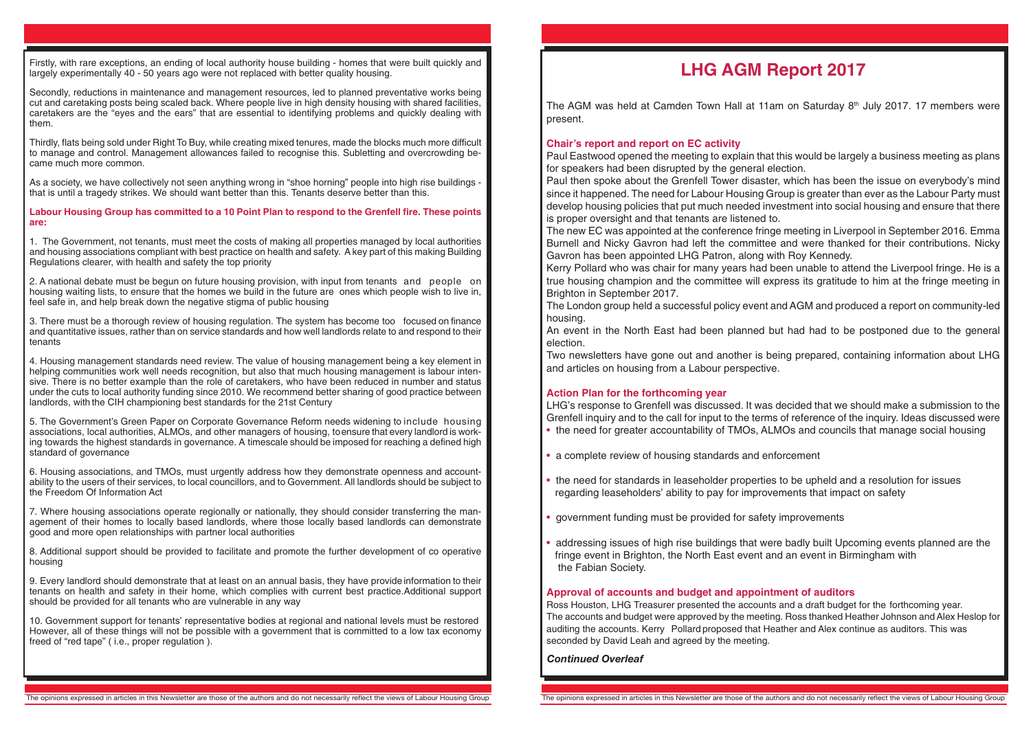Firstly, with rare exceptions, an ending of local authority house building - homes that were built quickly and largely experimentally 40 - 50 years ago were not replaced with better quality housing.

Secondly, reductions in maintenance and management resources, led to planned preventative works being cut and caretaking posts being scaled back. Where people live in high density housing with shared facilities, caretakers are the "eyes and the ears" that are essential to identifying problems and quickly dealing with them.

Thirdly, flats being sold under Right To Buy, while creating mixed tenures, made the blocks much more difficult to manage and control. Management allowances failed to recognise this. Subletting and overcrowding became much more common.

As a society, we have collectively not seen anything wrong in "shoe horning" people into high rise buildings - that is until a tragedy strikes. We should want better than this. Tenants deserve better than this.

**Labour Housing Group has committed to a 10 Point Plan to respond to the Grenfell fire. These points are:**

1. The Government, not tenants, must meet the costs of making all properties managed by local authorities and housing associations compliant with best practice on health and safety. A key part of this making Building Regulations clearer, with health and safety the top priority

2. A national debate must be begun on future housing provision, with input from tenants and people on housing waiting lists, to ensure that the homes we build in the future are ones which people wish to live in, feel safe in, and help break down the negative stigma of public housing

3. There must be a thorough review of housing regulation. The system has become too focused on finance and quantitative issues, rather than on service standards and how well landlords relate to and respond to their tenants

4. Housing management standards need review. The value of housing management being a key element in helping communities work well needs recognition, but also that much housing management is labour intensive. There is no better example than the role of caretakers, who have been reduced in number and status under the cuts to local authority funding since 2010. We recommend better sharing of good practice between landlords, with the CIH championing best standards for the 21st Century

5. The Government's Green Paper on Corporate Governance Reform needs widening to include housing associations, local authorities, ALMOs, and other managers of housing, to ensure that every landlord is working towards the highest standards in governance. A timescale should be imposed for reaching a defined high standard of governance

6. Housing associations, and TMOs, must urgently address how they demonstrate openness and accountability to the users of their services, to local councillors, and to Government. All landlords should be subject to the Freedom Of Information Act

7. Where housing associations operate regionally or nationally, they should consider transferring the management of their homes to locally based landlords, where those locally based landlords can demonstrate good and more open relationships with partner local authorities

8. Additional support should be provided to facilitate and promote the further development of co operative housing

9. Every landlord should demonstrate that at least on an annual basis, they have provide information to their tenants on health and safety in their home, which complies with current best practice.Additional support should be provided for all tenants who are vulnerable in any way

10. Government support for tenants' representative bodies at regional and national levels must be restored However, all of these things will not be possible with a government that is committed to a low tax economy freed of "red tape" ( i.e., proper regulation ).

# LHG AGM Report 2017

The AGM was held at Camden Town Hall at 11am on Saturday 8th July 2017. 17 members were present.

**Chair's report and report on EC activity**

Paul Eastwood opened the meeting to explain that this would be largely a business meeting as plans for speakers had been disrupted by the general election.

Paul then spoke about the Grenfell Tower disaster, which has been the issue on everybody's mind since it happened. The need for Labour Housing Group is greater than ever as the Labour Party must develop housing policies that put much needed investment into social housing and ensure that there is proper oversight and that tenants are listened to.

The new EC was appointed at the conference fringe meeting in Liverpool in September 2016. Emma Burnell and Nicky Gavron had left the committee and were thanked for their contributions. Nicky Gavron has been appointed LHG Patron, along with Roy Kennedy.

Kerry Pollard who was chair for many years had been unable to attend the Liverpool fringe. He is a true housing champion and the committee will express its gratitude to him at the fringe meeting in Brighton in September 2017.

The London group held a successful policy event and AGM and produced a report on community-led housing.

An event in the North East had been planned but had had to be postponed due to the general election.

Two newsletters have gone out and another is being prepared, containing information about LHG and articles on housing from a Labour perspective.

**Action Plan for the forthcoming year**

LHG's response to Grenfell was discussed. It was decided that we should make a submission to the Grenfell inquiry and to the call for input to the terms of reference of the inquiry. Ideas discussed were

- the need for greater accountability of TMOs, ALMOs and councils that manage social housing
- a complete review of housing standards and enforcement
- the need for standards in leaseholder properties to be upheld and a resolution for issues regarding leaseholders' ability to pay for improvements that impact on safety
- government funding must be provided for safety improvements
- addressing issues of high rise buildings that were badly built Upcoming events planned are the fringe event in Brighton, the North East event and an event in Birmingham with the Fabian Society.

**Approval of accounts and budget and appointment of auditors**

Ross Houston, LHG Treasurer presented the accounts and a draft budget for the forthcoming year. The accounts and budget were approved by the meeting. Ross thanked Heather Johnson and Alex Heslop for auditing the accounts. Kerry Pollard proposed that Heather and Alex continue as auditors. This was seconded by David Leah and agreed by the meeting.

***Continued Overleaf***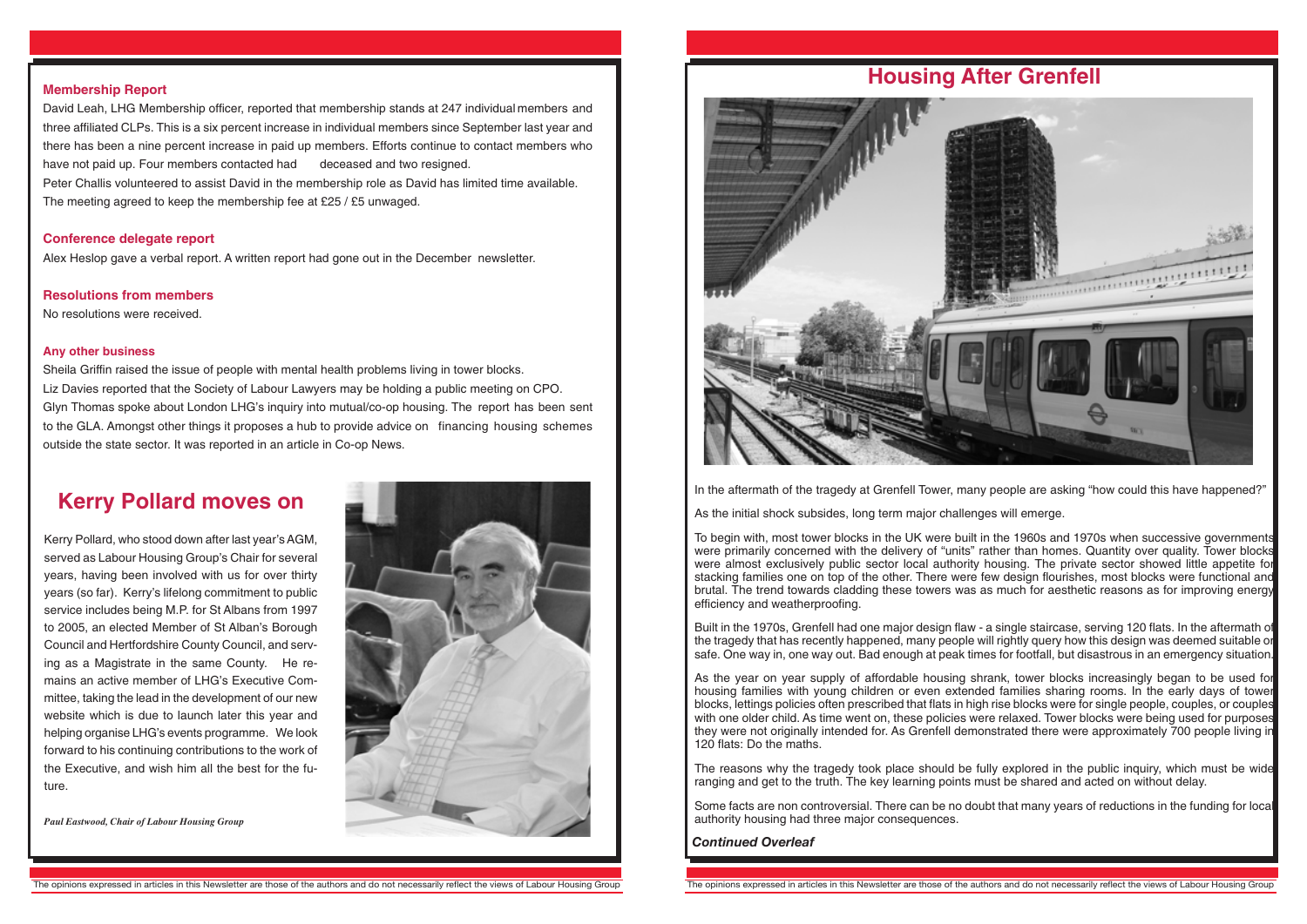### Membership Report

David Leah, LHG Membership officer, reported that membership stands at 247 individual members and three affiliated CLPs. This is a six percent increase in individual members since September last year and there has been a nine percent increase in paid up members. Efforts continue to contact members who have not paid up. Four members contacted had deceased and two resigned.

Peter Challis volunteered to assist David in the membership role as David has limited time available. The meeting agreed to keep the membership fee at £25 / £5 unwaged.

### Conference delegate report

Alex Heslop gave a verbal report. A written report had gone out in the December newsletter.

### Resolutions from members

No resolutions were received.

### Any other business

Sheila Griffin raised the issue of people with mental health problems living in tower blocks.

Liz Davies reported that the Society of Labour Lawyers may be holding a public meeting on CPO.

Glyn Thomas spoke about London LHG's inquiry into mutual/co-op housing. The report has been sent to the GLA. Amongst other things it proposes a hub to provide advice on financing housing schemes outside the state sector. It was reported in an article in Co-op News.

## Kerry Pollard moves on

Kerry Pollard, who stood down after last year's AGM, served as Labour Housing Group's Chair for several years, having been involved with us for over thirty years (so far). Kerry's lifelong commitment to public service includes being M.P. for St Albans from 1997 to 2005, an elected Member of St Alban's Borough Council and Hertfordshire County Council, and serving as a Magistrate in the same County. He remains an active member of LHG's Executive Committee, taking the lead in the development of our new website which is due to launch later this year and helping organise LHG's events programme. We look forward to his continuing contributions to the work of the Executive, and wish him all the best for the future.

*Paul Eastwood, Chair of Labour Housing Group*

## Housing After Grenfell

In the aftermath of the tragedy at Grenfell Tower, many people are asking "how could this have happened?"

As the initial shock subsides, long term major challenges will emerge.

To begin with, most tower blocks in the UK were built in the 1960s and 1970s when successive governments were primarily concerned with the delivery of "units" rather than homes. Quantity over quality. Tower blocks were almost exclusively public sector local authority housing. The private sector showed little appetite for stacking families one on top of the other. There were few design flourishes, most blocks were functional and brutal. The trend towards cladding these towers was as much for aesthetic reasons as for improving energy efficiency and weatherproofing.

Built in the 1970s, Grenfell had one major design flaw - a single staircase, serving 120 flats. In the aftermath of the tragedy that has recently happened, many people will rightly query how this design was deemed suitable or safe. One way in, one way out. Bad enough at peak times for footfall, but disastrous in an emergency situation.

As the year on year supply of affordable housing shrank, tower blocks increasingly began to be used for housing families with young children or even extended families sharing rooms. In the early days of tower blocks, lettings policies often prescribed that flats in high rise blocks were for single people, couples, or couples with one older child. As time went on, these policies were relaxed. Tower blocks were being used for purposes they were not originally intended for. As Grenfell demonstrated there were approximately 700 people living in 120 flats: Do the maths.

The reasons why the tragedy took place should be fully explored in the public inquiry, which must be wide ranging and get to the truth. The key learning points must be shared and acted on without delay.

Some facts are non controversial. There can be no doubt that many years of reductions in the funding for local authority housing had three major consequences.

***Continued Overleaf***